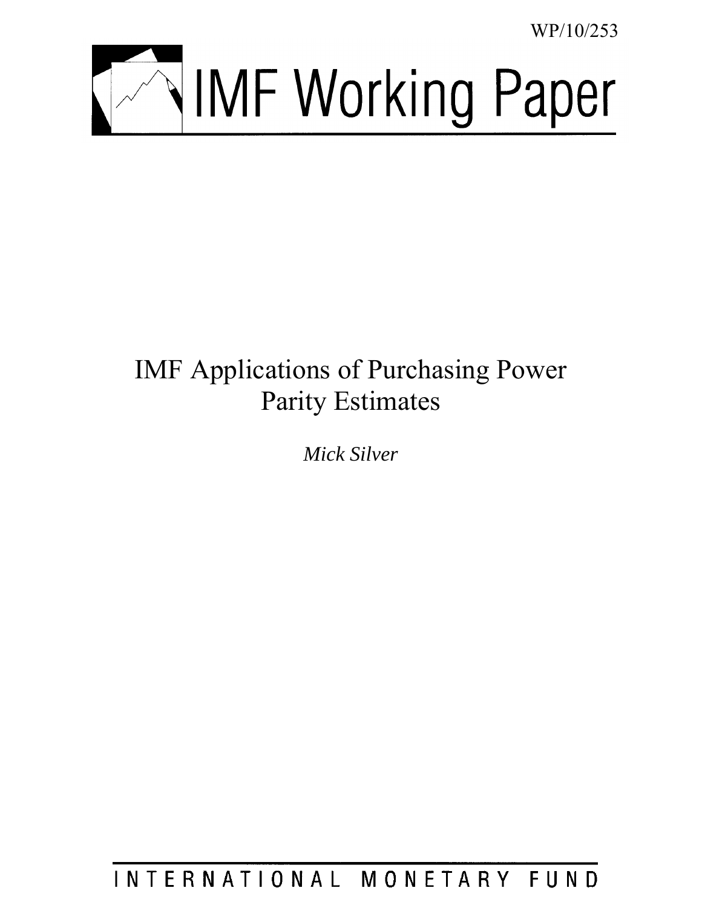WP/10/253

# IMF Working Paper

# IMF Applications of Purchasing Power Parity Estimates

*Mick Silver*

INTERNATIONAL MONETARY FUND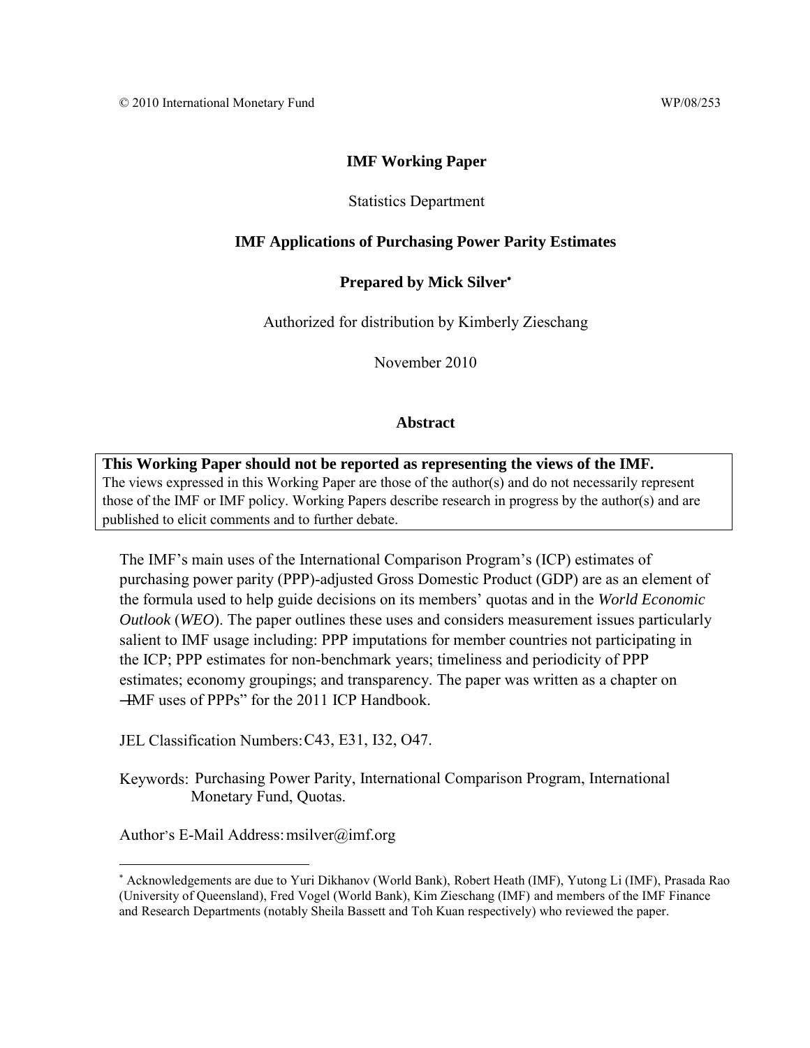© 2010 International Monetary Fund WP/08/253

**IMF Working Paper**

Statistics Department

**IMF Applications of Purchasing Power Parity Estimates**

**Prepared by Mick Silver**[*]

Authorized for distribution by Kimberly Zieschang

November 2010

**Abstract**

**This Working Paper should not be reported as representing the views of the IMF.**
The views expressed in this Working Paper are those of the author(s) and do not necessarily represent those of the IMF or IMF policy. Working Papers describe research in progress by the author(s) and are published to elicit comments and to further debate.

The IMF's main uses of the International Comparison Program's (ICP) estimates of purchasing power parity (PPP)-adjusted Gross Domestic Product (GDP) are as an element of the formula used to help guide decisions on its members' quotas and in the *World Economic Outlook* (*WEO*). The paper outlines these uses and considers measurement issues particularly salient to IMF usage including: PPP imputations for member countries not participating in the ICP; PPP estimates for non-benchmark years; timeliness and periodicity of PPP estimates; economy groupings; and transparency. The paper was written as a chapter on —IMF uses of PPPs" for the 2011 ICP Handbook.

JEL Classification Numbers: C43, E31, I32, O47.

Keywords: Purchasing Power Parity, International Comparison Program, International Monetary Fund, Quotas.

Author's E-Mail Address: msilver@imf.org

---

[*] Acknowledgements are due to Yuri Dikhanov (World Bank), Robert Heath (IMF), Yutong Li (IMF), Prasada Rao (University of Queensland), Fred Vogel (World Bank), Kim Zieschang (IMF) and members of the IMF Finance and Research Departments (notably Sheila Bassett and Toh Kuan respectively) who reviewed the paper.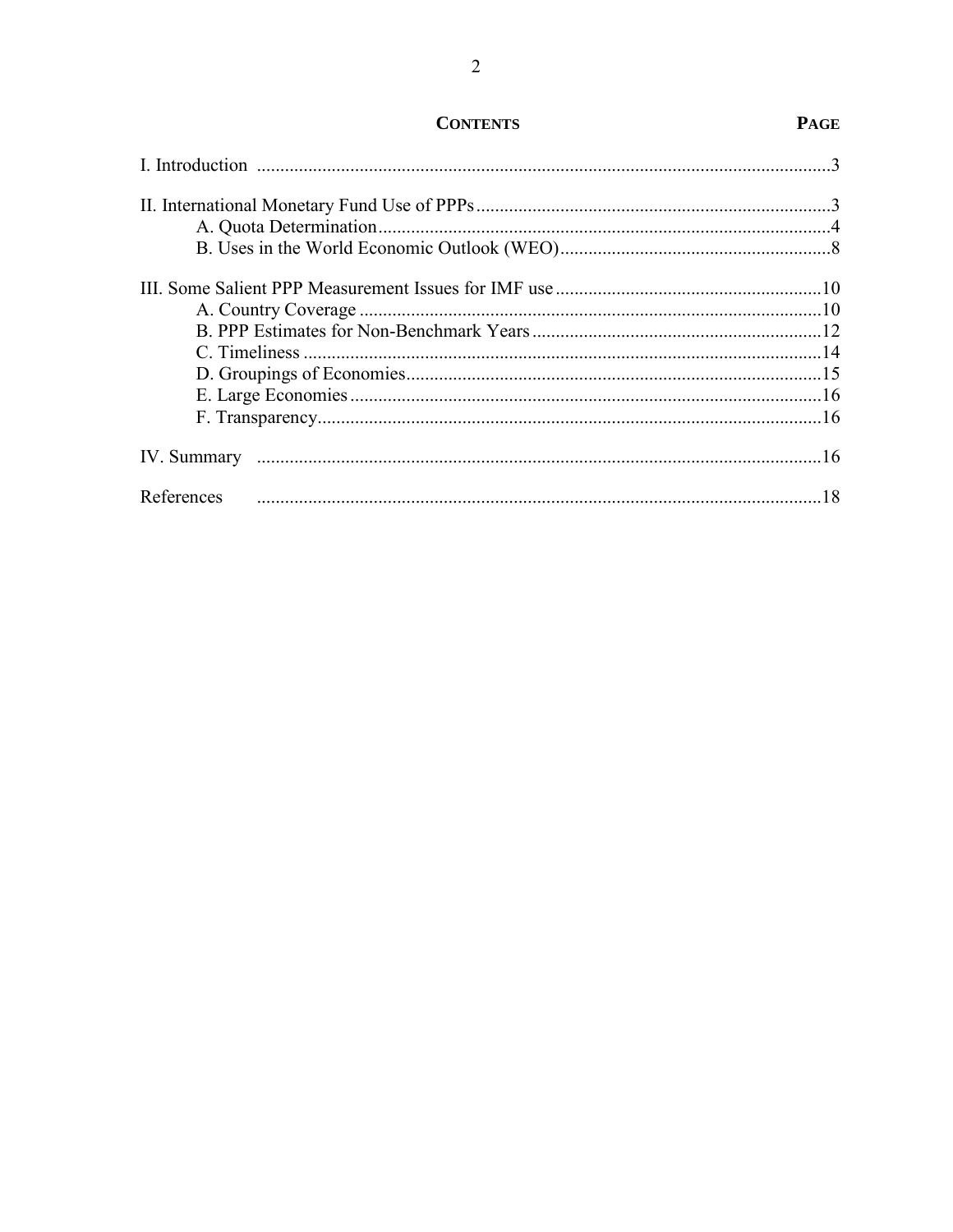# CONTENTS

| | PAGE |
|---|---|
| I. Introduction | 3 |
| II. International Monetary Fund Use of PPPs | 3 |
| A. Quota Determination | 4 |
| B. Uses in the World Economic Outlook (WEO) | 8 |
| III. Some Salient PPP Measurement Issues for IMF use | 10 |
| A. Country Coverage | 10 |
| B. PPP Estimates for Non-Benchmark Years | 12 |
| C. Timeliness | 14 |
| D. Groupings of Economies | 15 |
| E. Large Economies | 16 |
| F. Transparency | 16 |
| IV. Summary | 16 |
| References | 18 |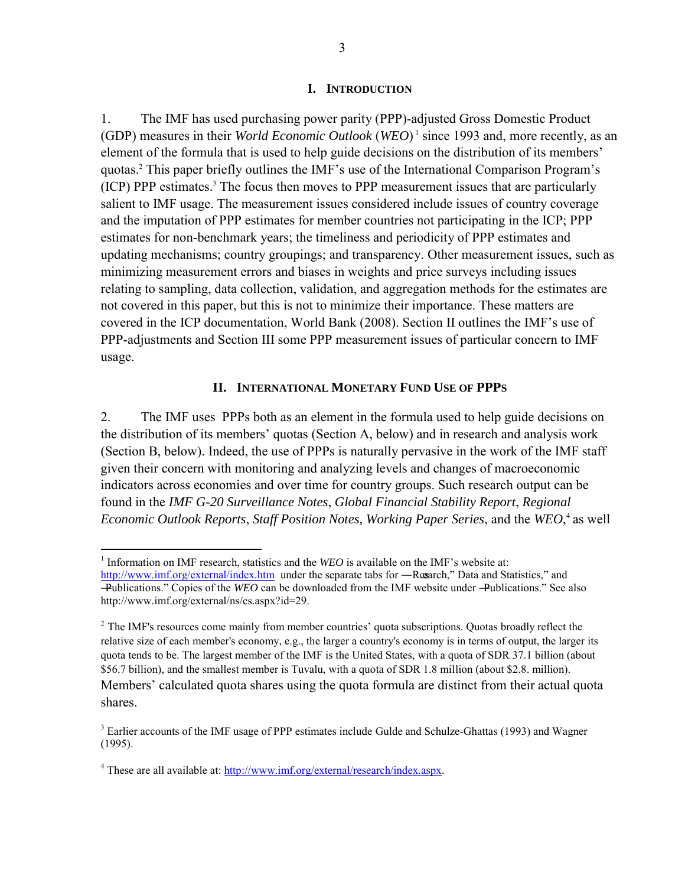## I. INTRODUCTION

1. The IMF has used purchasing power parity (PPP)-adjusted Gross Domestic Product (GDP) measures in their *World Economic Outlook* (*WEO*)[1] since 1993 and, more recently, as an element of the formula that is used to help guide decisions on the distribution of its members' quotas.[2] This paper briefly outlines the IMF's use of the International Comparison Program's (ICP) PPP estimates.[3] The focus then moves to PPP measurement issues that are particularly salient to IMF usage. The measurement issues considered include issues of country coverage and the imputation of PPP estimates for member countries not participating in the ICP; PPP estimates for non-benchmark years; the timeliness and periodicity of PPP estimates and updating mechanisms; country groupings; and transparency. Other measurement issues, such as minimizing measurement errors and biases in weights and price surveys including issues relating to sampling, data collection, validation, and aggregation methods for the estimates are not covered in this paper, but this is not to minimize their importance. These matters are covered in the ICP documentation, World Bank (2008). Section II outlines the IMF's use of PPP-adjustments and Section III some PPP measurement issues of particular concern to IMF usage.

## II. INTERNATIONAL MONETARY FUND USE OF PPPS

2. The IMF uses PPPs both as an element in the formula used to help guide decisions on the distribution of its members' quotas (Section A, below) and in research and analysis work (Section B, below). Indeed, the use of PPPs is naturally pervasive in the work of the IMF staff given their concern with monitoring and analyzing levels and changes of macroeconomic indicators across economies and over time for country groups. Such research output can be found in the *IMF G-20 Surveillance Notes*, *Global Financial Stability Report*, *Regional Economic Outlook Reports*, *Staff Position Notes, Working Paper Series*, and the *WEO*,[4] as well

---

[1] Information on IMF research, statistics and the *WEO* is available on the IMF's website at: http://www.imf.org/external/index.htm under the separate tabs for "Research," Data and Statistics," and "Publications." Copies of the *WEO* can be downloaded from the IMF website under "Publications." See also http://www.imf.org/external/ns/cs.aspx?id=29.

[2] The IMF's resources come mainly from member countries' quota subscriptions. Quotas broadly reflect the relative size of each member's economy, e.g., the larger a country's economy is in terms of output, the larger its quota tends to be. The largest member of the IMF is the United States, with a quota of SDR 37.1 billion (about $56.7 billion), and the smallest member is Tuvalu, with a quota of SDR 1.8 million (about $2.8. million). Members' calculated quota shares using the quota formula are distinct from their actual quota shares.

[3] Earlier accounts of the IMF usage of PPP estimates include Gulde and Schulze-Ghattas (1993) and Wagner (1995).

[4] These are all available at: http://www.imf.org/external/research/index.aspx.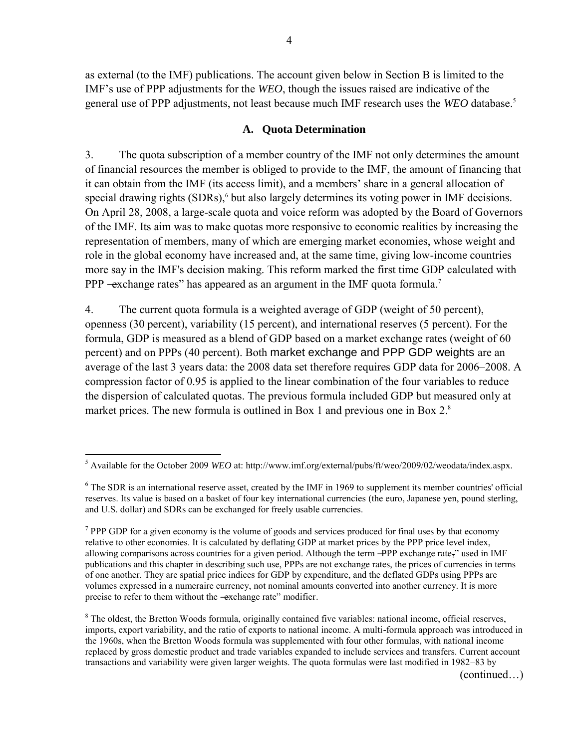as external (to the IMF) publications. The account given below in Section B is limited to the IMF's use of PPP adjustments for the *WEO*, though the issues raised are indicative of the general use of PPP adjustments, not least because much IMF research uses the *WEO* database.[5]

## A. Quota Determination

3. The quota subscription of a member country of the IMF not only determines the amount of financial resources the member is obliged to provide to the IMF, the amount of financing that it can obtain from the IMF (its access limit), and a members' share in a general allocation of special drawing rights (SDRs),[6] but also largely determines its voting power in IMF decisions. On April 28, 2008, a large-scale quota and voice reform was adopted by the Board of Governors of the IMF. Its aim was to make quotas more responsive to economic realities by increasing the representation of members, many of which are emerging market economies, whose weight and role in the global economy have increased and, at the same time, giving low-income countries more say in the IMF's decision making. This reform marked the first time GDP calculated with PPP ―exchange rates" has appeared as an argument in the IMF quota formula.[7]

4. The current quota formula is a weighted average of GDP (weight of 50 percent), openness (30 percent), variability (15 percent), and international reserves (5 percent). For the formula, GDP is measured as a blend of GDP based on a market exchange rates (weight of 60 percent) and on PPPs (40 percent). Both market exchange and PPP GDP weights are an average of the last 3 years data: the 2008 data set therefore requires GDP data for 2006–2008. A compression factor of 0.95 is applied to the linear combination of the four variables to reduce the dispersion of calculated quotas. The previous formula included GDP but measured only at market prices. The new formula is outlined in Box 1 and previous one in Box 2.[8]

---

[5] Available for the October 2009 *WEO* at: http://www.imf.org/external/pubs/ft/weo/2009/02/weodata/index.aspx.

[6] The SDR is an international reserve asset, created by the IMF in 1969 to supplement its member countries' official reserves. Its value is based on a basket of four key international currencies (the euro, Japanese yen, pound sterling, and U.S. dollar) and SDRs can be exchanged for freely usable currencies.

[7] PPP GDP for a given economy is the volume of goods and services produced for final uses by that economy relative to other economies. It is calculated by deflating GDP at market prices by the PPP price level index, allowing comparisons across countries for a given period. Although the term ―PPP exchange rate," used in IMF publications and this chapter in describing such use, PPPs are not exchange rates, the prices of currencies in terms of one another. They are spatial price indices for GDP by expenditure, and the deflated GDPs using PPPs are volumes expressed in a numeraire currency, not nominal amounts converted into another currency. It is more precise to refer to them without the ―exchange rate" modifier.

[8] The oldest, the Bretton Woods formula, originally contained five variables: national income, official reserves, imports, export variability, and the ratio of exports to national income. A multi-formula approach was introduced in the 1960s, when the Bretton Woods formula was supplemented with four other formulas, with national income replaced by gross domestic product and trade variables expanded to include services and transfers. Current account transactions and variability were given larger weights. The quota formulas were last modified in 1982–83 by

(continued…)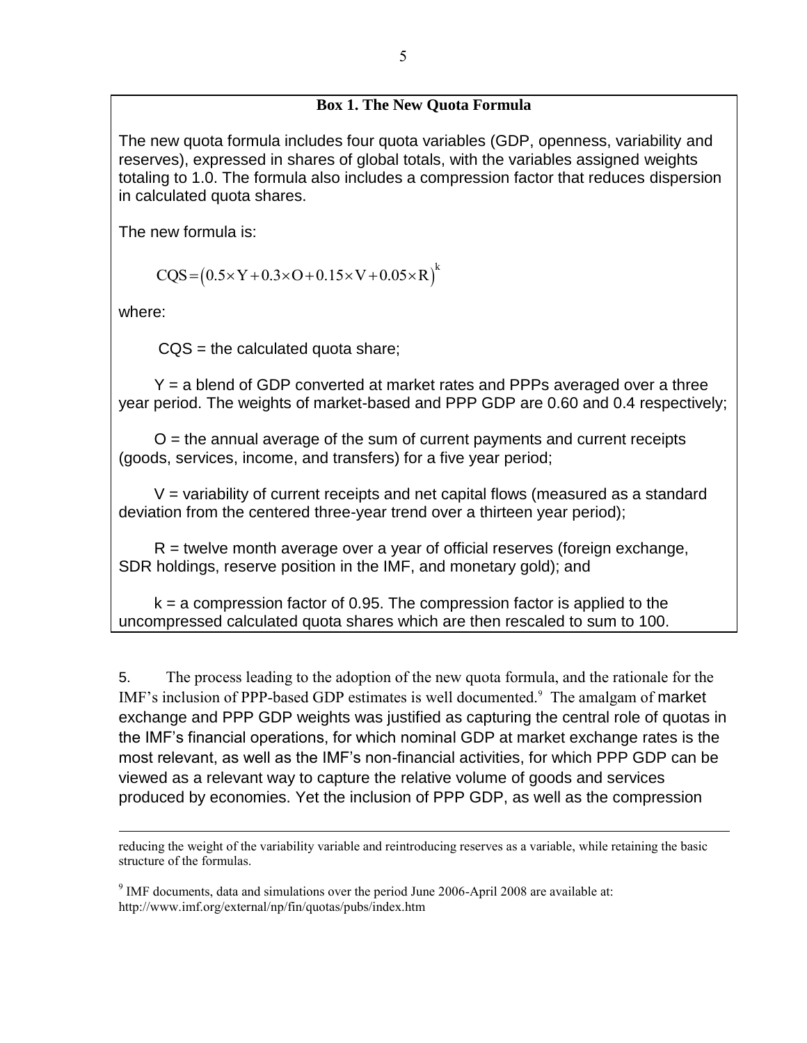**Box 1. The New Quota Formula**

The new quota formula includes four quota variables (GDP, openness, variability and reserves), expressed in shares of global totals, with the variables assigned weights totaling to 1.0. The formula also includes a compression factor that reduces dispersion in calculated quota shares.

The new formula is:

$$CQS = (0.5 \times Y + 0.3 \times O + 0.15 \times V + 0.05 \times R)^k$$

where:

CQS = the calculated quota share;

Y = a blend of GDP converted at market rates and PPPs averaged over a three year period. The weights of market-based and PPP GDP are 0.60 and 0.4 respectively;

O = the annual average of the sum of current payments and current receipts (goods, services, income, and transfers) for a five year period;

V = variability of current receipts and net capital flows (measured as a standard deviation from the centered three-year trend over a thirteen year period);

R = twelve month average over a year of official reserves (foreign exchange, SDR holdings, reserve position in the IMF, and monetary gold); and

k = a compression factor of 0.95. The compression factor is applied to the uncompressed calculated quota shares which are then rescaled to sum to 100.

5. The process leading to the adoption of the new quota formula, and the rationale for the IMF's inclusion of PPP-based GDP estimates is well documented.[9] The amalgam of market exchange and PPP GDP weights was justified as capturing the central role of quotas in the IMF's financial operations, for which nominal GDP at market exchange rates is the most relevant, as well as the IMF's non-financial activities, for which PPP GDP can be viewed as a relevant way to capture the relative volume of goods and services produced by economies. Yet the inclusion of PPP GDP, as well as the compression

---

reducing the weight of the variability variable and reintroducing reserves as a variable, while retaining the basic structure of the formulas.

[9] IMF documents, data and simulations over the period June 2006-April 2008 are available at: http://www.imf.org/external/np/fin/quotas/pubs/index.htm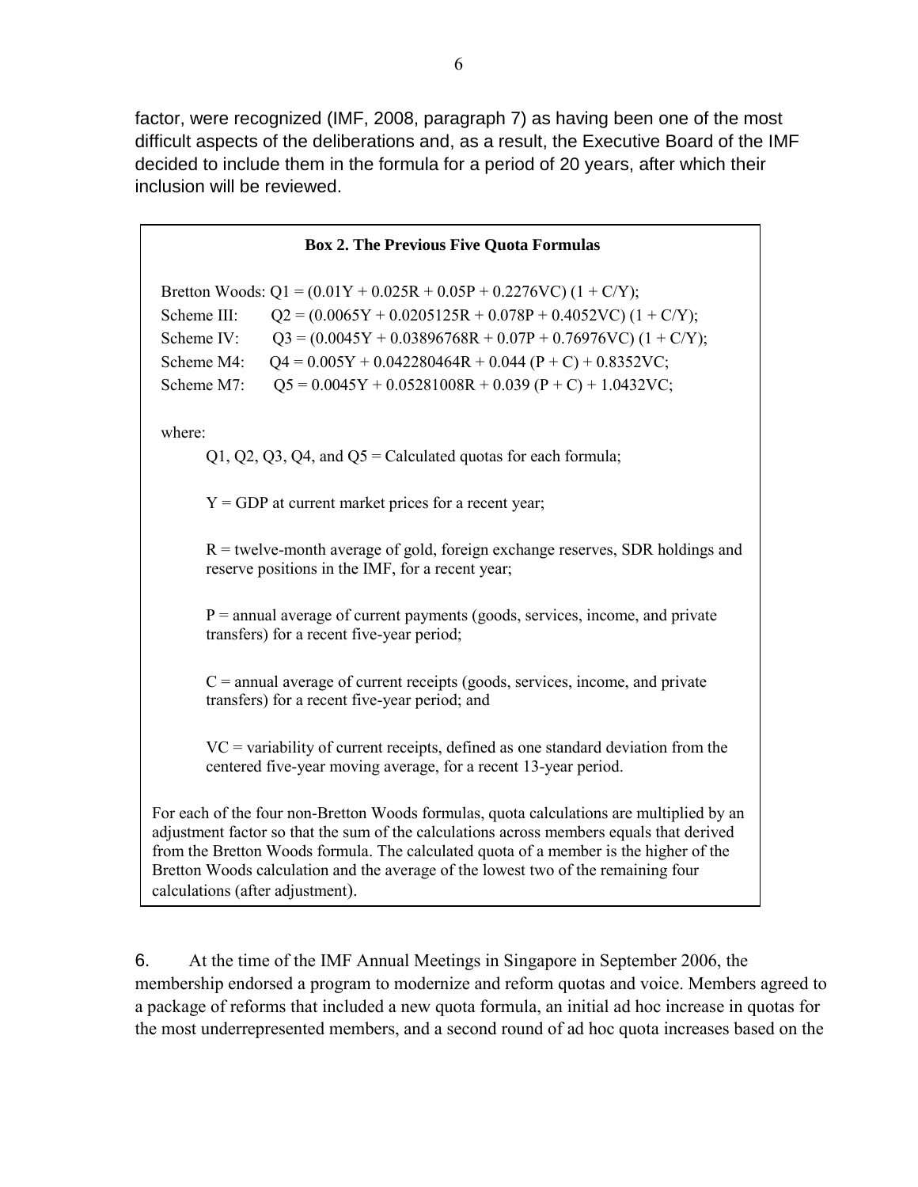factor, were recognized (IMF, 2008, paragraph 7) as having been one of the most difficult aspects of the deliberations and, as a result, the Executive Board of the IMF decided to include them in the formula for a period of 20 years, after which their inclusion will be reviewed.

**Box 2. The Previous Five Quota Formulas**

Bretton Woods: $Q1 = (0.01Y + 0.025R + 0.05P + 0.2276VC)(1 + C/Y)$;

Scheme III: $Q2 = (0.0065Y + 0.0205125R + 0.078P + 0.4052VC)(1 + C/Y)$;

Scheme IV: $Q3 = (0.0045Y + 0.03896768R + 0.07P + 0.76976VC)(1 + C/Y)$;

Scheme M4: $Q4 = 0.005Y + 0.042280464R + 0.044(P + C) + 0.8352VC$;

Scheme M7: $Q5 = 0.0045Y + 0.05281008R + 0.039(P + C) + 1.0432VC$;

where:

Q1, Q2, Q3, Q4, and Q5 = Calculated quotas for each formula;

Y = GDP at current market prices for a recent year;

R = twelve-month average of gold, foreign exchange reserves, SDR holdings and reserve positions in the IMF, for a recent year;

P = annual average of current payments (goods, services, income, and private transfers) for a recent five-year period;

C = annual average of current receipts (goods, services, income, and private transfers) for a recent five-year period; and

VC = variability of current receipts, defined as one standard deviation from the centered five-year moving average, for a recent 13-year period.

For each of the four non-Bretton Woods formulas, quota calculations are multiplied by an adjustment factor so that the sum of the calculations across members equals that derived from the Bretton Woods formula. The calculated quota of a member is the higher of the Bretton Woods calculation and the average of the lowest two of the remaining four calculations (after adjustment).

6. At the time of the IMF Annual Meetings in Singapore in September 2006, the membership endorsed a program to modernize and reform quotas and voice. Members agreed to a package of reforms that included a new quota formula, an initial ad hoc increase in quotas for the most underrepresented members, and a second round of ad hoc quota increases based on the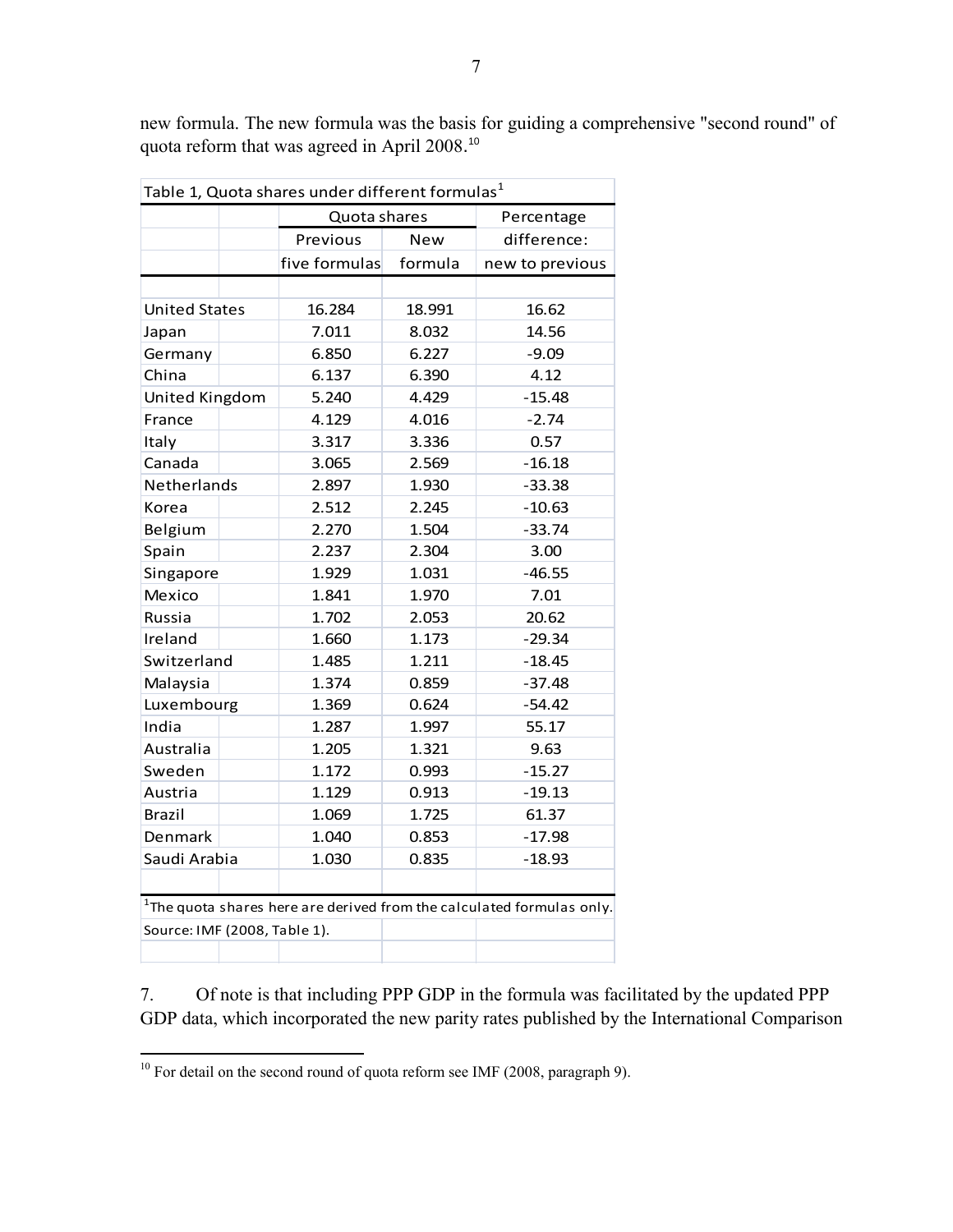new formula. The new formula was the basis for guiding a comprehensive "second round" of quota reform that was agreed in April 2008.[10]

Table 1, Quota shares under different formulas[1]

| | Quota shares | | Percentage |
|---|---|---|---|
| | Previous | New | difference: |
| | five formulas | formula | new to previous |
| United States | 16.284 | 18.991 | 16.62 |
| Japan | 7.011 | 8.032 | 14.56 |
| Germany | 6.850 | 6.227 | -9.09 |
| China | 6.137 | 6.390 | 4.12 |
| United Kingdom | 5.240 | 4.429 | -15.48 |
| France | 4.129 | 4.016 | -2.74 |
| Italy | 3.317 | 3.336 | 0.57 |
| Canada | 3.065 | 2.569 | -16.18 |
| Netherlands | 2.897 | 1.930 | -33.38 |
| Korea | 2.512 | 2.245 | -10.63 |
| Belgium | 2.270 | 1.504 | -33.74 |
| Spain | 2.237 | 2.304 | 3.00 |
| Singapore | 1.929 | 1.031 | -46.55 |
| Mexico | 1.841 | 1.970 | 7.01 |
| Russia | 1.702 | 2.053 | 20.62 |
| Ireland | 1.660 | 1.173 | -29.34 |
| Switzerland | 1.485 | 1.211 | -18.45 |
| Malaysia | 1.374 | 0.859 | -37.48 |
| Luxembourg | 1.369 | 0.624 | -54.42 |
| India | 1.287 | 1.997 | 55.17 |
| Australia | 1.205 | 1.321 | 9.63 |
| Sweden | 1.172 | 0.993 | -15.27 |
| Austria | 1.129 | 0.913 | -19.13 |
| Brazil | 1.069 | 1.725 | 61.37 |
| Denmark | 1.040 | 0.853 | -17.98 |
| Saudi Arabia | 1.030 | 0.835 | -18.93 |

[1]The quota shares here are derived from the calculated formulas only.

Source: IMF (2008, Table 1).

7. Of note is that including PPP GDP in the formula was facilitated by the updated PPP GDP data, which incorporated the new parity rates published by the International Comparison

[10] For detail on the second round of quota reform see IMF (2008, paragraph 9).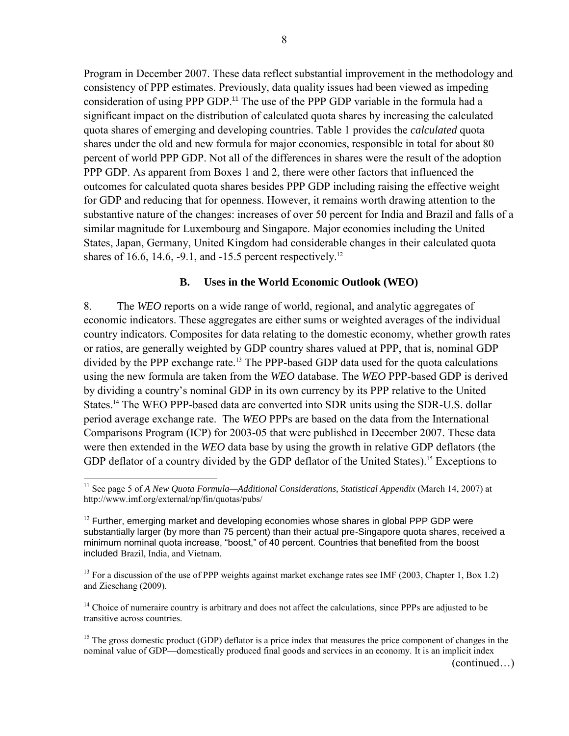Program in December 2007. These data reflect substantial improvement in the methodology and consistency of PPP estimates. Previously, data quality issues had been viewed as impeding consideration of using PPP GDP.[11] The use of the PPP GDP variable in the formula had a significant impact on the distribution of calculated quota shares by increasing the calculated quota shares of emerging and developing countries. Table 1 provides the *calculated* quota shares under the old and new formula for major economies, responsible in total for about 80 percent of world PPP GDP. Not all of the differences in shares were the result of the adoption PPP GDP. As apparent from Boxes 1 and 2, there were other factors that influenced the outcomes for calculated quota shares besides PPP GDP including raising the effective weight for GDP and reducing that for openness. However, it remains worth drawing attention to the substantive nature of the changes: increases of over 50 percent for India and Brazil and falls of a similar magnitude for Luxembourg and Singapore. Major economies including the United States, Japan, Germany, United Kingdom had considerable changes in their calculated quota shares of 16.6, 14.6, -9.1, and -15.5 percent respectively.[12]

### B. Uses in the World Economic Outlook (WEO)

8. The *WEO* reports on a wide range of world, regional, and analytic aggregates of economic indicators. These aggregates are either sums or weighted averages of the individual country indicators. Composites for data relating to the domestic economy, whether growth rates or ratios, are generally weighted by GDP country shares valued at PPP, that is, nominal GDP divided by the PPP exchange rate.[13] The PPP-based GDP data used for the quota calculations using the new formula are taken from the *WEO* database. The *WEO* PPP-based GDP is derived by dividing a country's nominal GDP in its own currency by its PPP relative to the United States.[14] The WEO PPP-based data are converted into SDR units using the SDR-U.S. dollar period average exchange rate. The *WEO* PPPs are based on the data from the International Comparisons Program (ICP) for 2003-05 that were published in December 2007. These data were then extended in the *WEO* data base by using the growth in relative GDP deflators (the GDP deflator of a country divided by the GDP deflator of the United States).[15] Exceptions to

---

[11] See page 5 of *A New Quota Formula—Additional Considerations, Statistical Appendix* (March 14, 2007) at http://www.imf.org/external/np/fin/quotas/pubs/

[12] Further, emerging market and developing economies whose shares in global PPP GDP were substantially larger (by more than 75 percent) than their actual pre-Singapore quota shares, received a minimum nominal quota increase, "boost," of 40 percent. Countries that benefited from the boost included Brazil, India, and Vietnam.

[13] For a discussion of the use of PPP weights against market exchange rates see IMF (2003, Chapter 1, Box 1.2) and Zieschang (2009).

[14] Choice of numeraire country is arbitrary and does not affect the calculations, since PPPs are adjusted to be transitive across countries.

[15] The gross domestic product (GDP) deflator is a price index that measures the price component of changes in the nominal value of GDP—domestically produced final goods and services in an economy. It is an implicit index

(continued…)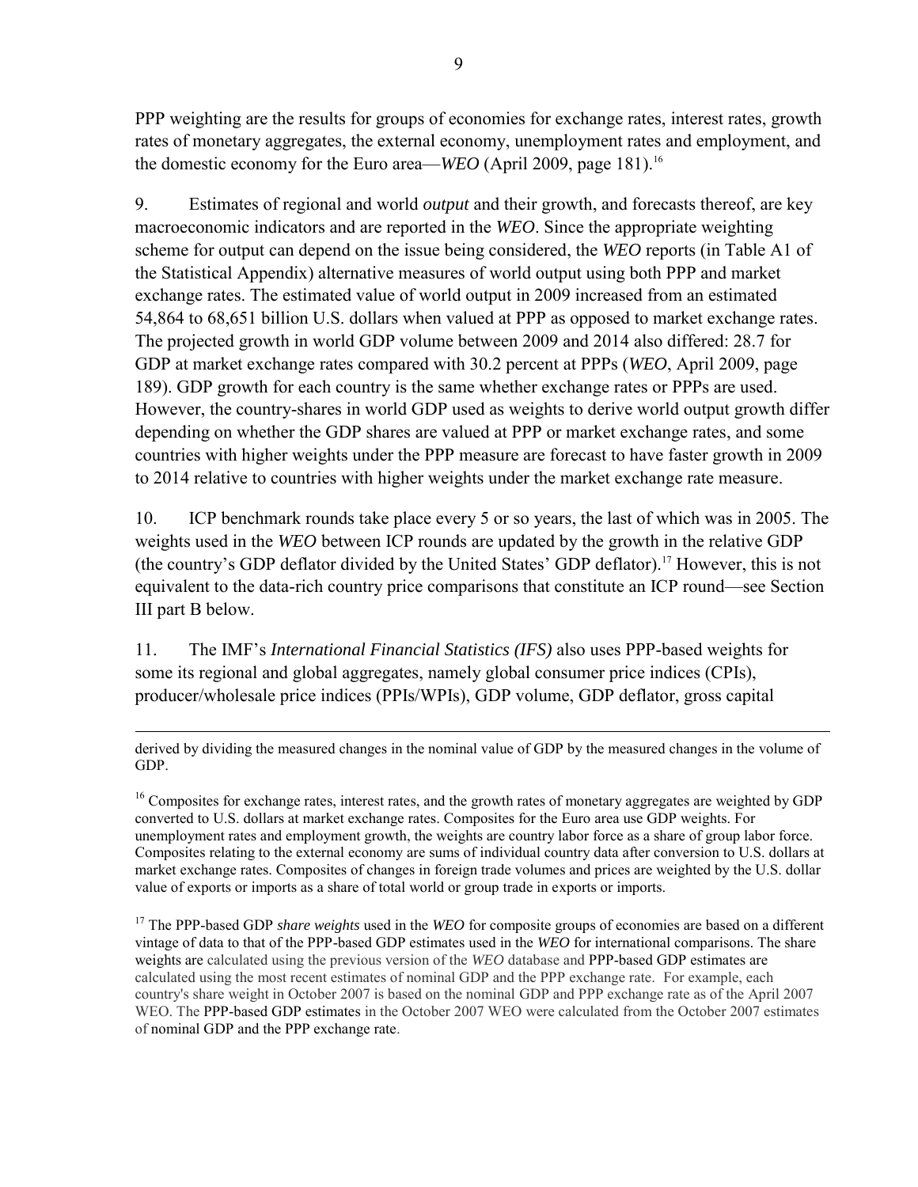PPP weighting are the results for groups of economies for exchange rates, interest rates, growth rates of monetary aggregates, the external economy, unemployment rates and employment, and the domestic economy for the Euro area—*WEO* (April 2009, page 181).[16]

9. Estimates of regional and world *output* and their growth, and forecasts thereof, are key macroeconomic indicators and are reported in the *WEO*. Since the appropriate weighting scheme for output can depend on the issue being considered, the *WEO* reports (in Table A1 of the Statistical Appendix) alternative measures of world output using both PPP and market exchange rates. The estimated value of world output in 2009 increased from an estimated 54,864 to 68,651 billion U.S. dollars when valued at PPP as opposed to market exchange rates. The projected growth in world GDP volume between 2009 and 2014 also differed: 28.7 for GDP at market exchange rates compared with 30.2 percent at PPPs (*WEO*, April 2009, page 189). GDP growth for each country is the same whether exchange rates or PPPs are used. However, the country-shares in world GDP used as weights to derive world output growth differ depending on whether the GDP shares are valued at PPP or market exchange rates, and some countries with higher weights under the PPP measure are forecast to have faster growth in 2009 to 2014 relative to countries with higher weights under the market exchange rate measure.

10. ICP benchmark rounds take place every 5 or so years, the last of which was in 2005. The weights used in the *WEO* between ICP rounds are updated by the growth in the relative GDP (the country's GDP deflator divided by the United States' GDP deflator).[17] However, this is not equivalent to the data-rich country price comparisons that constitute an ICP round—see Section III part B below.

11. The IMF's *International Financial Statistics (IFS)* also uses PPP-based weights for some its regional and global aggregates, namely global consumer price indices (CPIs), producer/wholesale price indices (PPIs/WPIs), GDP volume, GDP deflator, gross capital

---

derived by dividing the measured changes in the nominal value of GDP by the measured changes in the volume of GDP.

[16] Composites for exchange rates, interest rates, and the growth rates of monetary aggregates are weighted by GDP converted to U.S. dollars at market exchange rates. Composites for the Euro area use GDP weights. For unemployment rates and employment growth, the weights are country labor force as a share of group labor force. Composites relating to the external economy are sums of individual country data after conversion to U.S. dollars at market exchange rates. Composites of changes in foreign trade volumes and prices are weighted by the U.S. dollar value of exports or imports as a share of total world or group trade in exports or imports.

[17] The PPP-based GDP *share weights* used in the *WEO* for composite groups of economies are based on a different vintage of data to that of the PPP-based GDP estimates used in the *WEO* for international comparisons. The share weights are calculated using the previous version of the *WEO* database and PPP-based GDP estimates are calculated using the most recent estimates of nominal GDP and the PPP exchange rate. For example, each country's share weight in October 2007 is based on the nominal GDP and PPP exchange rate as of the April 2007 WEO. The PPP-based GDP estimates in the October 2007 WEO were calculated from the October 2007 estimates of nominal GDP and the PPP exchange rate.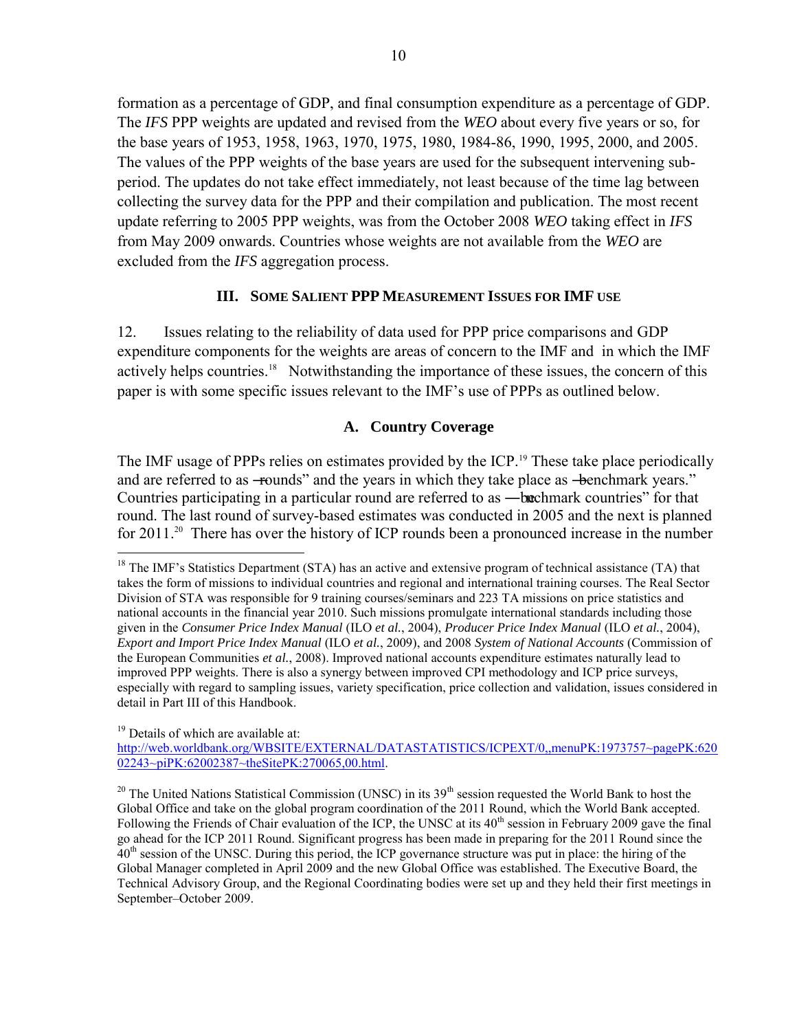formation as a percentage of GDP, and final consumption expenditure as a percentage of GDP. The *IFS* PPP weights are updated and revised from the *WEO* about every five years or so, for the base years of 1953, 1958, 1963, 1970, 1975, 1980, 1984-86, 1990, 1995, 2000, and 2005. The values of the PPP weights of the base years are used for the subsequent intervening sub-period. The updates do not take effect immediately, not least because of the time lag between collecting the survey data for the PPP and their compilation and publication. The most recent update referring to 2005 PPP weights, was from the October 2008 *WEO* taking effect in *IFS* from May 2009 onwards. Countries whose weights are not available from the *WEO* are excluded from the *IFS* aggregation process.

## III. Some Salient PPP Measurement Issues for IMF Use

12. Issues relating to the reliability of data used for PPP price comparisons and GDP expenditure components for the weights are areas of concern to the IMF and in which the IMF actively helps countries.[18] Notwithstanding the importance of these issues, the concern of this paper is with some specific issues relevant to the IMF's use of PPPs as outlined below.

### A. Country Coverage

The IMF usage of PPPs relies on estimates provided by the ICP.[19] These take place periodically and are referred to as "rounds" and the years in which they take place as "benchmark years." Countries participating in a particular round are referred to as "benchmark countries" for that round. The last round of survey-based estimates was conducted in 2005 and the next is planned for 2011.[20] There has over the history of ICP rounds been a pronounced increase in the number

---

[18] The IMF's Statistics Department (STA) has an active and extensive program of technical assistance (TA) that takes the form of missions to individual countries and regional and international training courses. The Real Sector Division of STA was responsible for 9 training courses/seminars and 223 TA missions on price statistics and national accounts in the financial year 2010. Such missions promulgate international standards including those given in the *Consumer Price Index Manual* (ILO *et al.*, 2004), *Producer Price Index Manual* (ILO *et al.*, 2004), *Export and Import Price Index Manual* (ILO *et al.*, 2009), and 2008 *System of National Accounts* (Commission of the European Communities *et al.*, 2008). Improved national accounts expenditure estimates naturally lead to improved PPP weights. There is also a synergy between improved CPI methodology and ICP price surveys, especially with regard to sampling issues, variety specification, price collection and validation, issues considered in detail in Part III of this Handbook.

[19] Details of which are available at: http://web.worldbank.org/WBSITE/EXTERNAL/DATASTATISTICS/ICPEXT/0,,menuPK:1973757~pagePK:62002243~piPK:62002387~theSitePK:270065,00.html.

[20] The United Nations Statistical Commission (UNSC) in its 39th session requested the World Bank to host the Global Office and take on the global program coordination of the 2011 Round, which the World Bank accepted. Following the Friends of Chair evaluation of the ICP, the UNSC at its 40th session in February 2009 gave the final go ahead for the ICP 2011 Round. Significant progress has been made in preparing for the 2011 Round since the 40th session of the UNSC. During this period, the ICP governance structure was put in place: the hiring of the Global Manager completed in April 2009 and the new Global Office was established. The Executive Board, the Technical Advisory Group, and the Regional Coordinating bodies were set up and they held their first meetings in September–October 2009.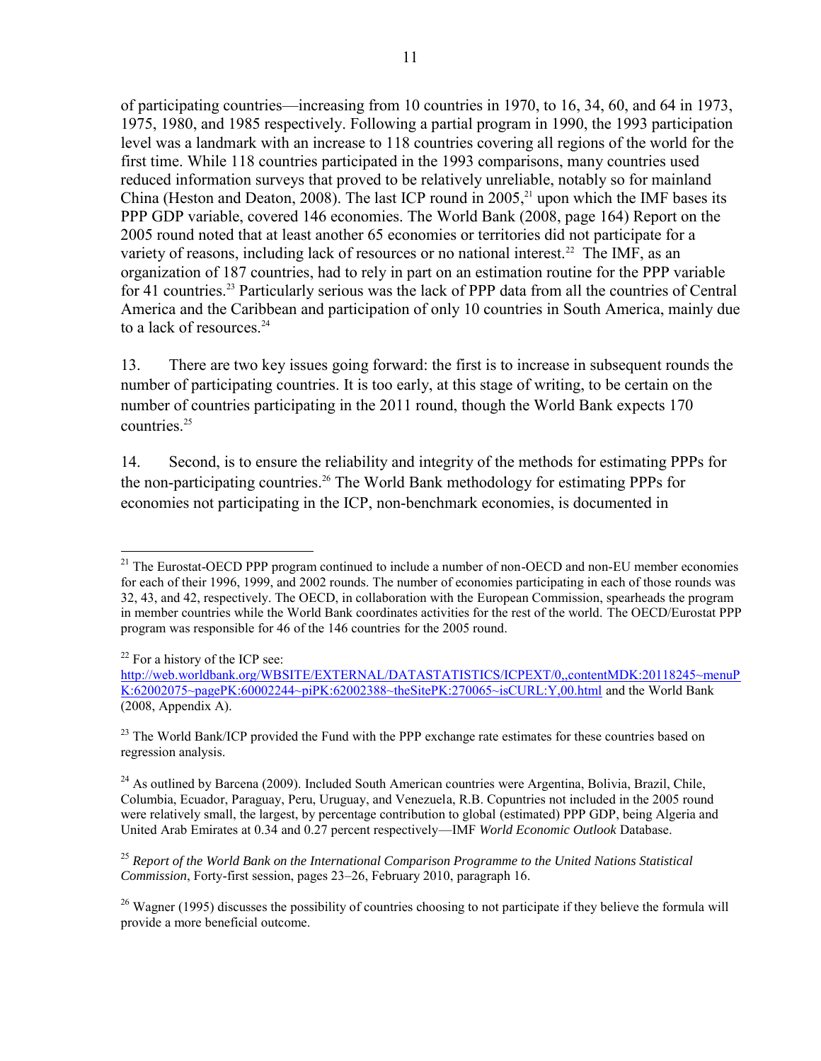of participating countries—increasing from 10 countries in 1970, to 16, 34, 60, and 64 in 1973, 1975, 1980, and 1985 respectively. Following a partial program in 1990, the 1993 participation level was a landmark with an increase to 118 countries covering all regions of the world for the first time. While 118 countries participated in the 1993 comparisons, many countries used reduced information surveys that proved to be relatively unreliable, notably so for mainland China (Heston and Deaton, 2008). The last ICP round in 2005,[21] upon which the IMF bases its PPP GDP variable, covered 146 economies. The World Bank (2008, page 164) Report on the 2005 round noted that at least another 65 economies or territories did not participate for a variety of reasons, including lack of resources or no national interest.[22] The IMF, as an organization of 187 countries, had to rely in part on an estimation routine for the PPP variable for 41 countries.[23] Particularly serious was the lack of PPP data from all the countries of Central America and the Caribbean and participation of only 10 countries in South America, mainly due to a lack of resources.[24]

13. There are two key issues going forward: the first is to increase in subsequent rounds the number of participating countries. It is too early, at this stage of writing, to be certain on the number of countries participating in the 2011 round, though the World Bank expects 170 countries.[25]

14. Second, is to ensure the reliability and integrity of the methods for estimating PPPs for the non-participating countries.[26] The World Bank methodology for estimating PPPs for economies not participating in the ICP, non-benchmark economies, is documented in

---

[21] The Eurostat-OECD PPP program continued to include a number of non-OECD and non-EU member economies for each of their 1996, 1999, and 2002 rounds. The number of economies participating in each of those rounds was 32, 43, and 42, respectively. The OECD, in collaboration with the European Commission, spearheads the program in member countries while the World Bank coordinates activities for the rest of the world. The OECD/Eurostat PPP program was responsible for 46 of the 146 countries for the 2005 round.

[22] For a history of the ICP see: http://web.worldbank.org/WBSITE/EXTERNAL/DATASTATISTICS/ICPEXT/0,,contentMDK:20118245~menuPK:62002075~pagePK:60002244~piPK:62002388~theSitePK:270065~isCURL:Y,00.html and the World Bank (2008, Appendix A).

[23] The World Bank/ICP provided the Fund with the PPP exchange rate estimates for these countries based on regression analysis.

[24] As outlined by Barcena (2009). Included South American countries were Argentina, Bolivia, Brazil, Chile, Columbia, Ecuador, Paraguay, Peru, Uruguay, and Venezuela, R.B. Copuntries not included in the 2005 round were relatively small, the largest, by percentage contribution to global (estimated) PPP GDP, being Algeria and United Arab Emirates at 0.34 and 0.27 percent respectively—IMF *World Economic Outlook* Database.

[25] *Report of the World Bank on the International Comparison Programme to the United Nations Statistical Commission*, Forty-first session, pages 23–26, February 2010, paragraph 16.

[26] Wagner (1995) discusses the possibility of countries choosing to not participate if they believe the formula will provide a more beneficial outcome.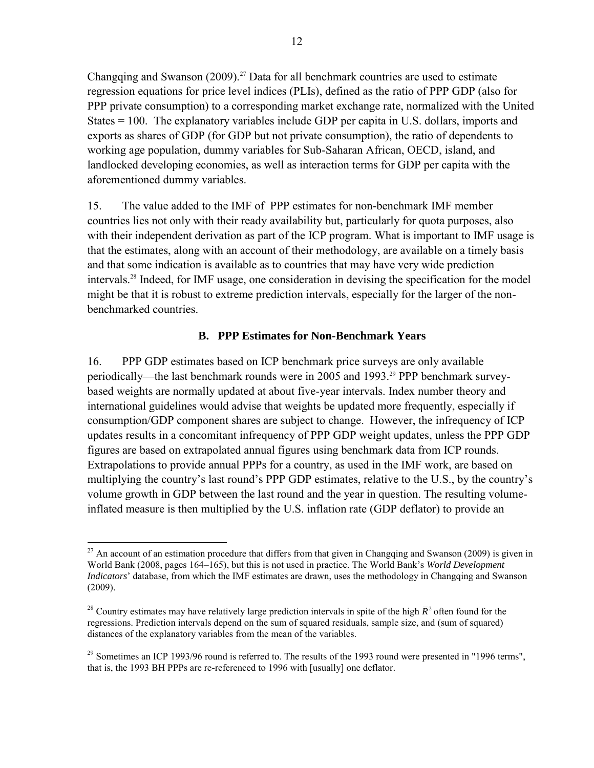Changqing and Swanson (2009).[27] Data for all benchmark countries are used to estimate regression equations for price level indices (PLIs), defined as the ratio of PPP GDP (also for PPP private consumption) to a corresponding market exchange rate, normalized with the United States = 100. The explanatory variables include GDP per capita in U.S. dollars, imports and exports as shares of GDP (for GDP but not private consumption), the ratio of dependents to working age population, dummy variables for Sub-Saharan African, OECD, island, and landlocked developing economies, as well as interaction terms for GDP per capita with the aforementioned dummy variables.

15. The value added to the IMF of PPP estimates for non-benchmark IMF member countries lies not only with their ready availability but, particularly for quota purposes, also with their independent derivation as part of the ICP program. What is important to IMF usage is that the estimates, along with an account of their methodology, are available on a timely basis and that some indication is available as to countries that may have very wide prediction intervals.[28] Indeed, for IMF usage, one consideration in devising the specification for the model might be that it is robust to extreme prediction intervals, especially for the larger of the non-benchmarked countries.

### B. PPP Estimates for Non-Benchmark Years

16. PPP GDP estimates based on ICP benchmark price surveys are only available periodically—the last benchmark rounds were in 2005 and 1993.[29] PPP benchmark survey-based weights are normally updated at about five-year intervals. Index number theory and international guidelines would advise that weights be updated more frequently, especially if consumption/GDP component shares are subject to change. However, the infrequency of ICP updates results in a concomitant infrequency of PPP GDP weight updates, unless the PPP GDP figures are based on extrapolated annual figures using benchmark data from ICP rounds. Extrapolations to provide annual PPPs for a country, as used in the IMF work, are based on multiplying the country's last round's PPP GDP estimates, relative to the U.S., by the country's volume growth in GDP between the last round and the year in question. The resulting volume-inflated measure is then multiplied by the U.S. inflation rate (GDP deflator) to provide an

---

[27] An account of an estimation procedure that differs from that given in Changqing and Swanson (2009) is given in World Bank (2008, pages 164–165), but this is not used in practice. The World Bank's *World Development Indicators*' database, from which the IMF estimates are drawn, uses the methodology in Changqing and Swanson (2009).

[28] Country estimates may have relatively large prediction intervals in spite of the high $\bar{R}^2$ often found for the regressions. Prediction intervals depend on the sum of squared residuals, sample size, and (sum of squared) distances of the explanatory variables from the mean of the variables.

[29] Sometimes an ICP 1993/96 round is referred to. The results of the 1993 round were presented in "1996 terms", that is, the 1993 BH PPPs are re-referenced to 1996 with [usually] one deflator.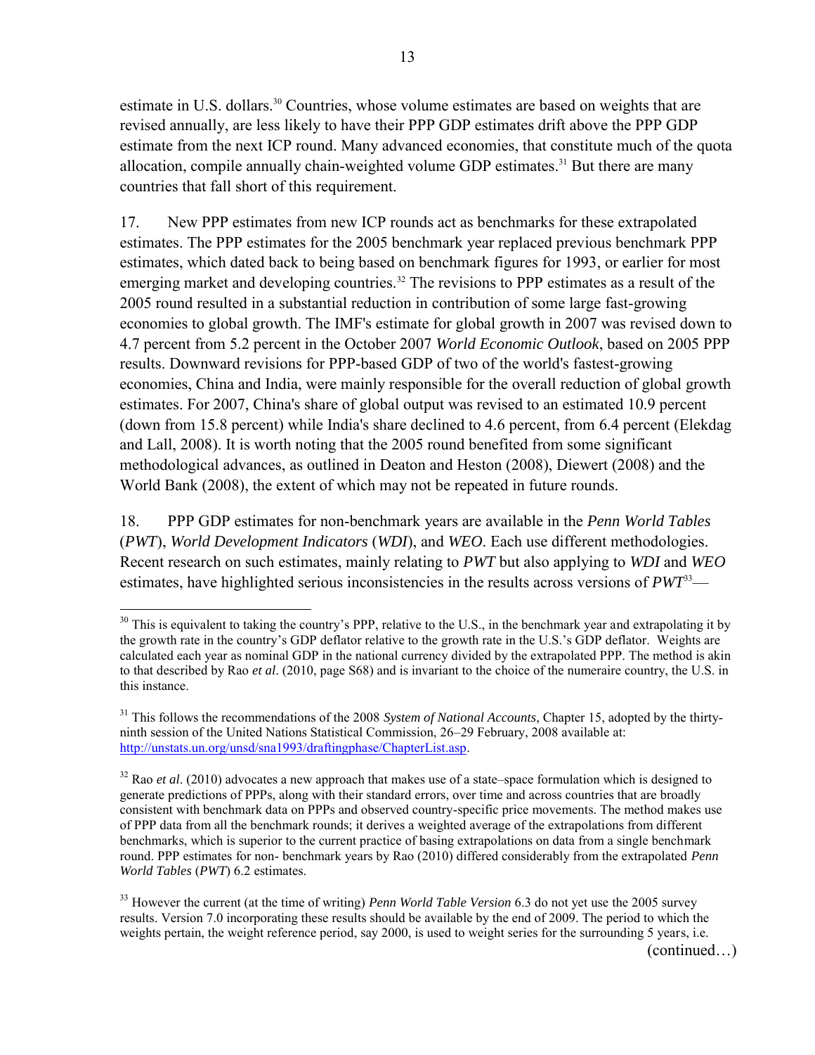estimate in U.S. dollars.[30] Countries, whose volume estimates are based on weights that are revised annually, are less likely to have their PPP GDP estimates drift above the PPP GDP estimate from the next ICP round. Many advanced economies, that constitute much of the quota allocation, compile annually chain-weighted volume GDP estimates.[31] But there are many countries that fall short of this requirement.

17. New PPP estimates from new ICP rounds act as benchmarks for these extrapolated estimates. The PPP estimates for the 2005 benchmark year replaced previous benchmark PPP estimates, which dated back to being based on benchmark figures for 1993, or earlier for most emerging market and developing countries.[32] The revisions to PPP estimates as a result of the 2005 round resulted in a substantial reduction in contribution of some large fast-growing economies to global growth. The IMF's estimate for global growth in 2007 was revised down to 4.7 percent from 5.2 percent in the October 2007 *World Economic Outlook*, based on 2005 PPP results. Downward revisions for PPP-based GDP of two of the world's fastest-growing economies, China and India, were mainly responsible for the overall reduction of global growth estimates. For 2007, China's share of global output was revised to an estimated 10.9 percent (down from 15.8 percent) while India's share declined to 4.6 percent, from 6.4 percent (Elekdag and Lall, 2008). It is worth noting that the 2005 round benefited from some significant methodological advances, as outlined in Deaton and Heston (2008), Diewert (2008) and the World Bank (2008), the extent of which may not be repeated in future rounds.

18. PPP GDP estimates for non-benchmark years are available in the *Penn World Tables* (*PWT*), *World Development Indicators* (*WDI*), and *WEO*. Each use different methodologies. Recent research on such estimates, mainly relating to *PWT* but also applying to *WDI* and *WEO* estimates, have highlighted serious inconsistencies in the results across versions of *PWT*[33]—

---

[30] This is equivalent to taking the country's PPP, relative to the U.S., in the benchmark year and extrapolating it by the growth rate in the country's GDP deflator relative to the growth rate in the U.S.'s GDP deflator. Weights are calculated each year as nominal GDP in the national currency divided by the extrapolated PPP. The method is akin to that described by Rao *et al*. (2010, page S68) and is invariant to the choice of the numeraire country, the U.S. in this instance.

[31] This follows the recommendations of the 2008 *System of National Accounts*, Chapter 15, adopted by the thirty-ninth session of the United Nations Statistical Commission, 26–29 February, 2008 available at: http://unstats.un.org/unsd/sna1993/draftingphase/ChapterList.asp.

[32] Rao *et al*. (2010) advocates a new approach that makes use of a state–space formulation which is designed to generate predictions of PPPs, along with their standard errors, over time and across countries that are broadly consistent with benchmark data on PPPs and observed country-specific price movements. The method makes use of PPP data from all the benchmark rounds; it derives a weighted average of the extrapolations from different benchmarks, which is superior to the current practice of basing extrapolations on data from a single benchmark round. PPP estimates for non- benchmark years by Rao (2010) differed considerably from the extrapolated *Penn World Tables* (*PWT*) 6.2 estimates.

[33] However the current (at the time of writing) *Penn World Table Version* 6.3 do not yet use the 2005 survey results. Version 7.0 incorporating these results should be available by the end of 2009. The period to which the weights pertain, the weight reference period, say 2000, is used to weight series for the surrounding 5 years, i.e.

(continued…)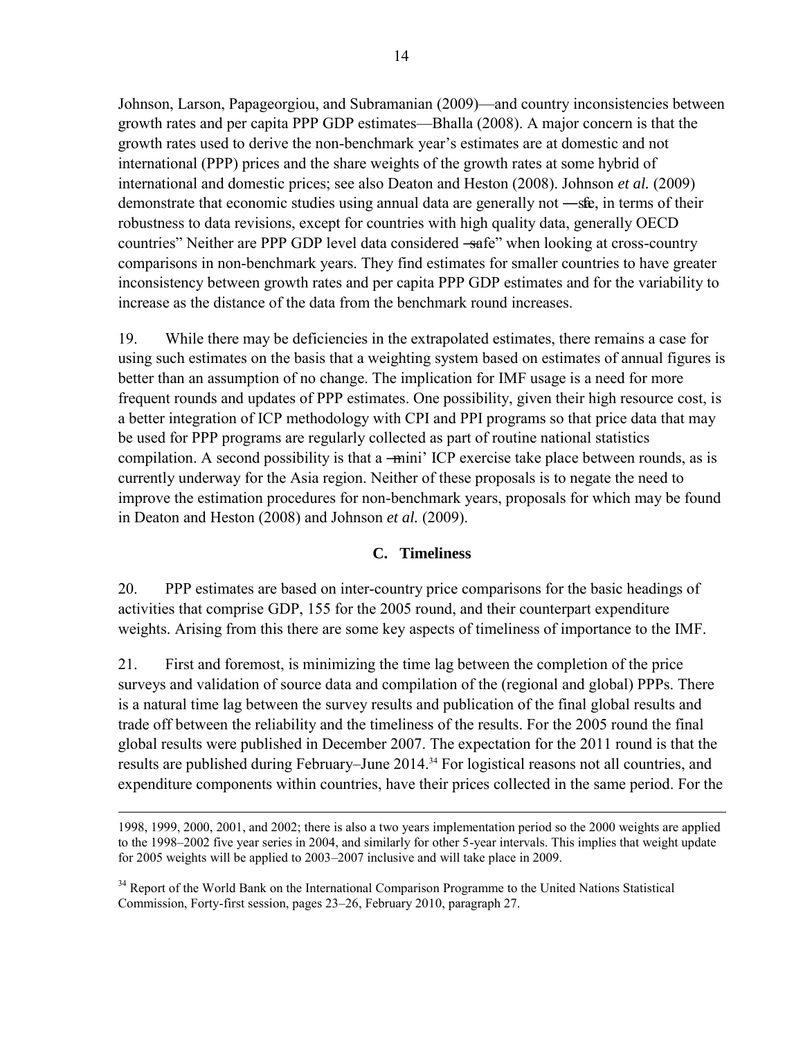Johnson, Larson, Papageorgiou, and Subramanian (2009)—and country inconsistencies between growth rates and per capita PPP GDP estimates—Bhalla (2008). A major concern is that the growth rates used to derive the non-benchmark year's estimates are at domestic and not international (PPP) prices and the share weights of the growth rates at some hybrid of international and domestic prices; see also Deaton and Heston (2008). Johnson *et al.* (2009) demonstrate that economic studies using annual data are generally not ―safe, in terms of their robustness to data revisions, except for countries with high quality data, generally OECD countries" Neither are PPP GDP level data considered ―safe" when looking at cross-country comparisons in non-benchmark years. They find estimates for smaller countries to have greater inconsistency between growth rates and per capita PPP GDP estimates and for the variability to increase as the distance of the data from the benchmark round increases.

19. While there may be deficiencies in the extrapolated estimates, there remains a case for using such estimates on the basis that a weighting system based on estimates of annual figures is better than an assumption of no change. The implication for IMF usage is a need for more frequent rounds and updates of PPP estimates. One possibility, given their high resource cost, is a better integration of ICP methodology with CPI and PPI programs so that price data that may be used for PPP programs are regularly collected as part of routine national statistics compilation. A second possibility is that a ―mini' ICP exercise take place between rounds, as is currently underway for the Asia region. Neither of these proposals is to negate the need to improve the estimation procedures for non-benchmark years, proposals for which may be found in Deaton and Heston (2008) and Johnson *et al.* (2009).

### C. Timeliness

20. PPP estimates are based on inter-country price comparisons for the basic headings of activities that comprise GDP, 155 for the 2005 round, and their counterpart expenditure weights. Arising from this there are some key aspects of timeliness of importance to the IMF.

21. First and foremost, is minimizing the time lag between the completion of the price surveys and validation of source data and compilation of the (regional and global) PPPs. There is a natural time lag between the survey results and publication of the final global results and trade off between the reliability and the timeliness of the results. For the 2005 round the final global results were published in December 2007. The expectation for the 2011 round is that the results are published during February–June 2014.[34] For logistical reasons not all countries, and expenditure components within countries, have their prices collected in the same period. For the

---

1998, 1999, 2000, 2001, and 2002; there is also a two years implementation period so the 2000 weights are applied to the 1998–2002 five year series in 2004, and similarly for other 5-year intervals. This implies that weight update for 2005 weights will be applied to 2003–2007 inclusive and will take place in 2009.

[34] Report of the World Bank on the International Comparison Programme to the United Nations Statistical Commission, Forty-first session, pages 23–26, February 2010, paragraph 27.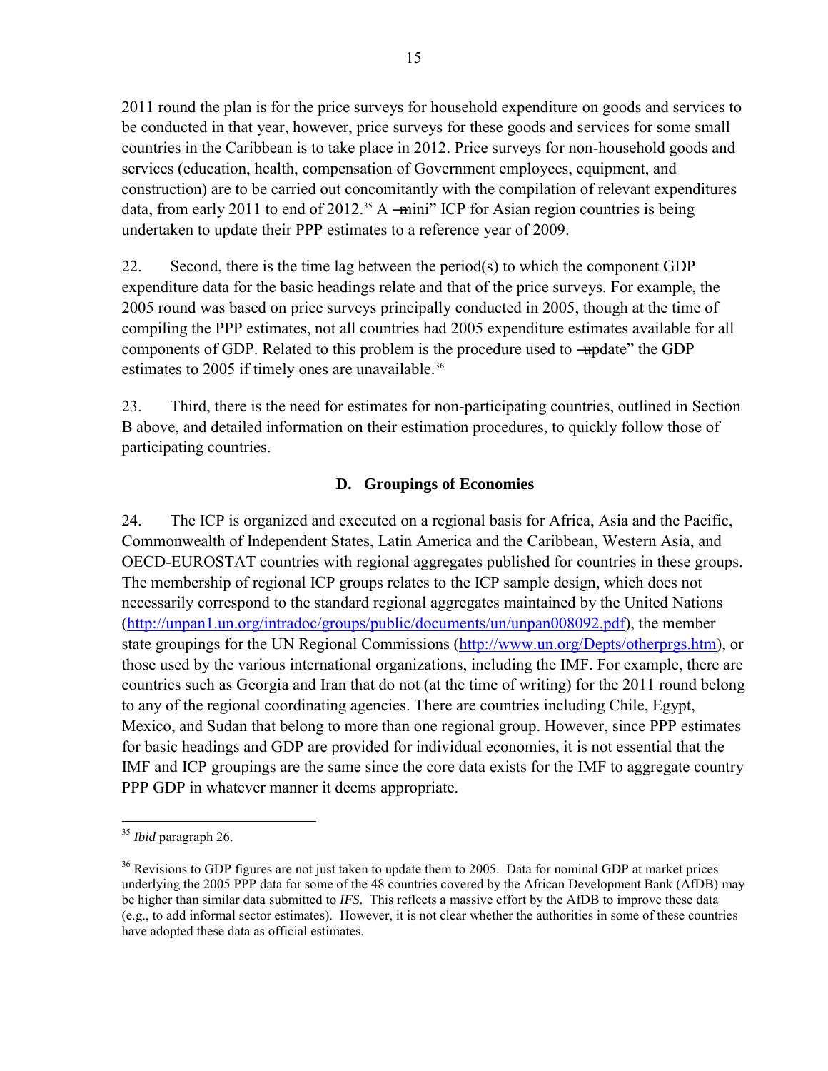2011 round the plan is for the price surveys for household expenditure on goods and services to be conducted in that year, however, price surveys for these goods and services for some small countries in the Caribbean is to take place in 2012. Price surveys for non-household goods and services (education, health, compensation of Government employees, equipment, and construction) are to be carried out concomitantly with the compilation of relevant expenditures data, from early 2011 to end of 2012.[35] A ―mini" ICP for Asian region countries is being undertaken to update their PPP estimates to a reference year of 2009.

22. Second, there is the time lag between the period(s) to which the component GDP expenditure data for the basic headings relate and that of the price surveys. For example, the 2005 round was based on price surveys principally conducted in 2005, though at the time of compiling the PPP estimates, not all countries had 2005 expenditure estimates available for all components of GDP. Related to this problem is the procedure used to ―update" the GDP estimates to 2005 if timely ones are unavailable.[36]

23. Third, there is the need for estimates for non-participating countries, outlined in Section B above, and detailed information on their estimation procedures, to quickly follow those of participating countries.

## D. Groupings of Economies

24. The ICP is organized and executed on a regional basis for Africa, Asia and the Pacific, Commonwealth of Independent States, Latin America and the Caribbean, Western Asia, and OECD-EUROSTAT countries with regional aggregates published for countries in these groups. The membership of regional ICP groups relates to the ICP sample design, which does not necessarily correspond to the standard regional aggregates maintained by the United Nations (http://unpan1.un.org/intradoc/groups/public/documents/un/unpan008092.pdf), the member state groupings for the UN Regional Commissions (http://www.un.org/Depts/otherprgs.htm), or those used by the various international organizations, including the IMF. For example, there are countries such as Georgia and Iran that do not (at the time of writing) for the 2011 round belong to any of the regional coordinating agencies. There are countries including Chile, Egypt, Mexico, and Sudan that belong to more than one regional group. However, since PPP estimates for basic headings and GDP are provided for individual economies, it is not essential that the IMF and ICP groupings are the same since the core data exists for the IMF to aggregate country PPP GDP in whatever manner it deems appropriate.

---

[35] *Ibid* paragraph 26.

[36] Revisions to GDP figures are not just taken to update them to 2005. Data for nominal GDP at market prices underlying the 2005 PPP data for some of the 48 countries covered by the African Development Bank (AfDB) may be higher than similar data submitted to *IFS*. This reflects a massive effort by the AfDB to improve these data (e.g., to add informal sector estimates). However, it is not clear whether the authorities in some of these countries have adopted these data as official estimates.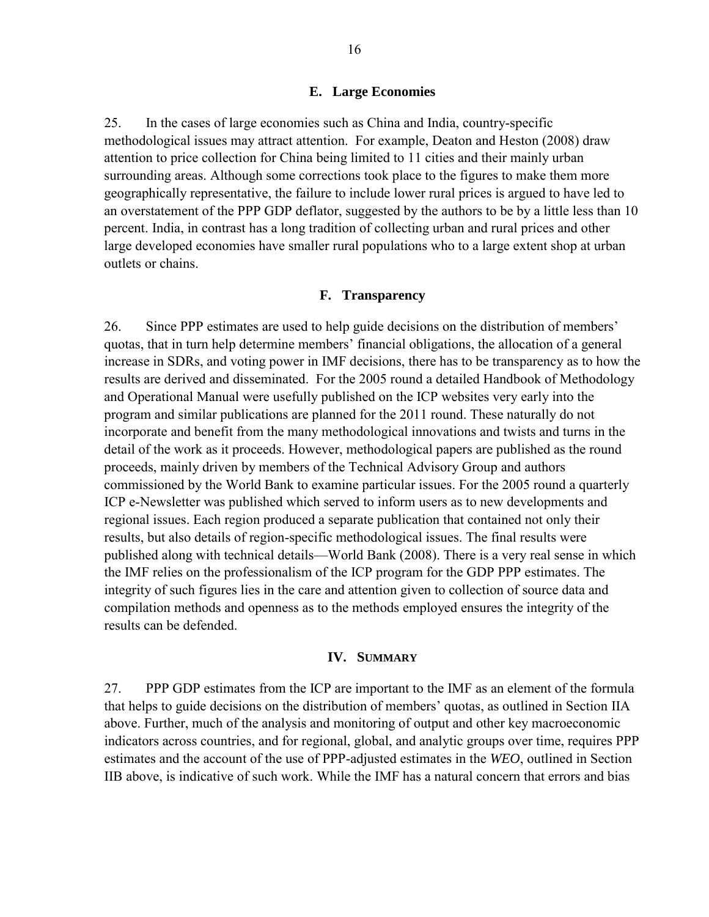### E. Large Economies

25. In the cases of large economies such as China and India, country-specific methodological issues may attract attention. For example, Deaton and Heston (2008) draw attention to price collection for China being limited to 11 cities and their mainly urban surrounding areas. Although some corrections took place to the figures to make them more geographically representative, the failure to include lower rural prices is argued to have led to an overstatement of the PPP GDP deflator, suggested by the authors to be by a little less than 10 percent. India, in contrast has a long tradition of collecting urban and rural prices and other large developed economies have smaller rural populations who to a large extent shop at urban outlets or chains.

### F. Transparency

26. Since PPP estimates are used to help guide decisions on the distribution of members' quotas, that in turn help determine members' financial obligations, the allocation of a general increase in SDRs, and voting power in IMF decisions, there has to be transparency as to how the results are derived and disseminated. For the 2005 round a detailed Handbook of Methodology and Operational Manual were usefully published on the ICP websites very early into the program and similar publications are planned for the 2011 round. These naturally do not incorporate and benefit from the many methodological innovations and twists and turns in the detail of the work as it proceeds. However, methodological papers are published as the round proceeds, mainly driven by members of the Technical Advisory Group and authors commissioned by the World Bank to examine particular issues. For the 2005 round a quarterly ICP e-Newsletter was published which served to inform users as to new developments and regional issues. Each region produced a separate publication that contained not only their results, but also details of region-specific methodological issues. The final results were published along with technical details—World Bank (2008). There is a very real sense in which the IMF relies on the professionalism of the ICP program for the GDP PPP estimates. The integrity of such figures lies in the care and attention given to collection of source data and compilation methods and openness as to the methods employed ensures the integrity of the results can be defended.

## IV. Summary

27. PPP GDP estimates from the ICP are important to the IMF as an element of the formula that helps to guide decisions on the distribution of members' quotas, as outlined in Section IIA above. Further, much of the analysis and monitoring of output and other key macroeconomic indicators across countries, and for regional, global, and analytic groups over time, requires PPP estimates and the account of the use of PPP-adjusted estimates in the *WEO*, outlined in Section IIB above, is indicative of such work. While the IMF has a natural concern that errors and bias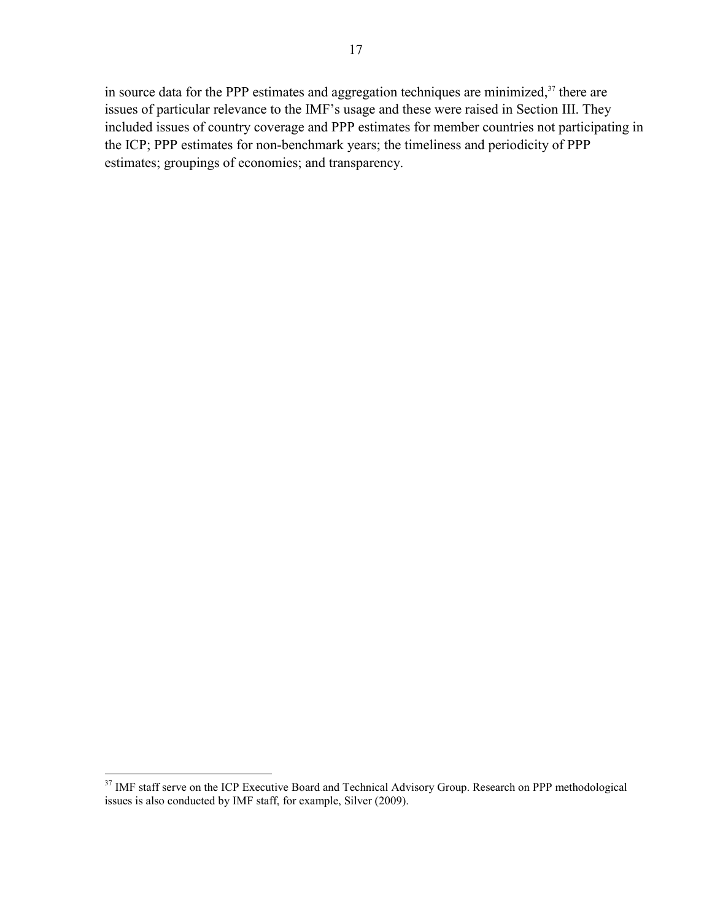in source data for the PPP estimates and aggregation techniques are minimized,[37] there are issues of particular relevance to the IMF's usage and these were raised in Section III. They included issues of country coverage and PPP estimates for member countries not participating in the ICP; PPP estimates for non-benchmark years; the timeliness and periodicity of PPP estimates; groupings of economies; and transparency.

---

[37] IMF staff serve on the ICP Executive Board and Technical Advisory Group. Research on PPP methodological issues is also conducted by IMF staff, for example, Silver (2009).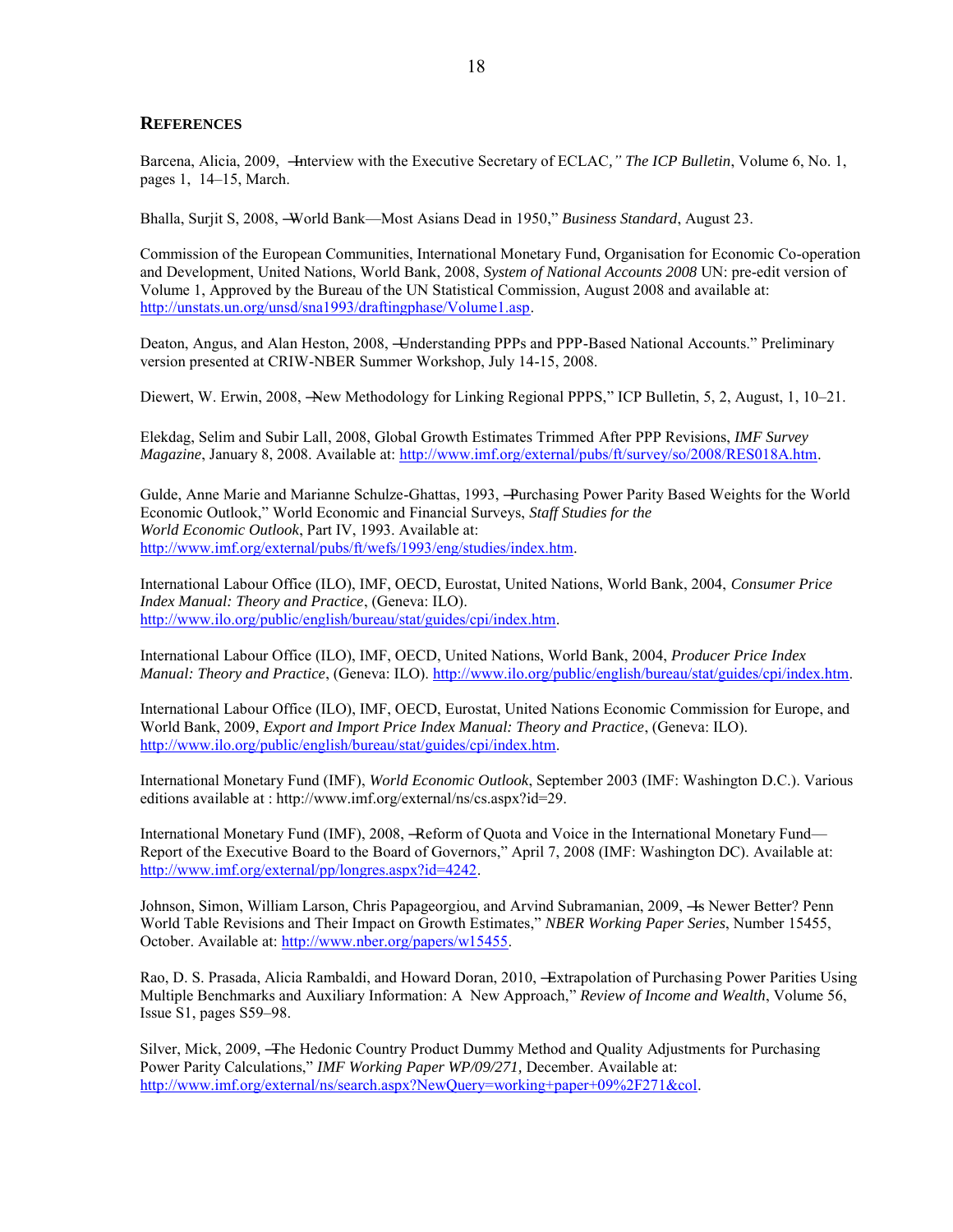## References

Barcena, Alicia, 2009, "Interview with the Executive Secretary of ECLAC," *The ICP Bulletin*, Volume 6, No. 1, pages 1, 14–15, March.

Bhalla, Surjit S, 2008, "World Bank—Most Asians Dead in 1950," *Business Standard*, August 23.

Commission of the European Communities, International Monetary Fund, Organisation for Economic Co-operation and Development, United Nations, World Bank, 2008, *System of National Accounts 2008* UN: pre-edit version of Volume 1, Approved by the Bureau of the UN Statistical Commission, August 2008 and available at: http://unstats.un.org/unsd/sna1993/draftingphase/Volume1.asp.

Deaton, Angus, and Alan Heston, 2008, "Understanding PPPs and PPP-Based National Accounts." Preliminary version presented at CRIW-NBER Summer Workshop, July 14-15, 2008.

Diewert, W. Erwin, 2008, "New Methodology for Linking Regional PPPS," ICP Bulletin, 5, 2, August, 1, 10–21.

Elekdag, Selim and Subir Lall, 2008, Global Growth Estimates Trimmed After PPP Revisions, *IMF Survey Magazine*, January 8, 2008. Available at: http://www.imf.org/external/pubs/ft/survey/so/2008/RES018A.htm.

Gulde, Anne Marie and Marianne Schulze-Ghattas, 1993, "Purchasing Power Parity Based Weights for the World Economic Outlook," World Economic and Financial Surveys, *Staff Studies for the World Economic Outlook*, Part IV, 1993. Available at: http://www.imf.org/external/pubs/ft/wefs/1993/eng/studies/index.htm.

International Labour Office (ILO), IMF, OECD, Eurostat, United Nations, World Bank, 2004, *Consumer Price Index Manual: Theory and Practice*, (Geneva: ILO). http://www.ilo.org/public/english/bureau/stat/guides/cpi/index.htm.

International Labour Office (ILO), IMF, OECD, United Nations, World Bank, 2004, *Producer Price Index Manual: Theory and Practice*, (Geneva: ILO). http://www.ilo.org/public/english/bureau/stat/guides/cpi/index.htm.

International Labour Office (ILO), IMF, OECD, Eurostat, United Nations Economic Commission for Europe, and World Bank, 2009, *Export and Import Price Index Manual: Theory and Practice*, (Geneva: ILO). http://www.ilo.org/public/english/bureau/stat/guides/cpi/index.htm.

International Monetary Fund (IMF), *World Economic Outlook*, September 2003 (IMF: Washington D.C.). Various editions available at : http://www.imf.org/external/ns/cs.aspx?id=29.

International Monetary Fund (IMF), 2008, "Reform of Quota and Voice in the International Monetary Fund—Report of the Executive Board to the Board of Governors," April 7, 2008 (IMF: Washington DC). Available at: http://www.imf.org/external/pp/longres.aspx?id=4242.

Johnson, Simon, William Larson, Chris Papageorgiou, and Arvind Subramanian, 2009, "Is Newer Better? Penn World Table Revisions and Their Impact on Growth Estimates," *NBER Working Paper Series*, Number 15455, October. Available at: http://www.nber.org/papers/w15455.

Rao, D. S. Prasada, Alicia Rambaldi, and Howard Doran, 2010, "Extrapolation of Purchasing Power Parities Using Multiple Benchmarks and Auxiliary Information: A New Approach," *Review of Income and Wealth*, Volume 56, Issue S1, pages S59–98.

Silver, Mick, 2009, "The Hedonic Country Product Dummy Method and Quality Adjustments for Purchasing Power Parity Calculations," *IMF Working Paper WP/09/271*, December. Available at: http://www.imf.org/external/ns/search.aspx?NewQuery=working+paper+09%2F271&col.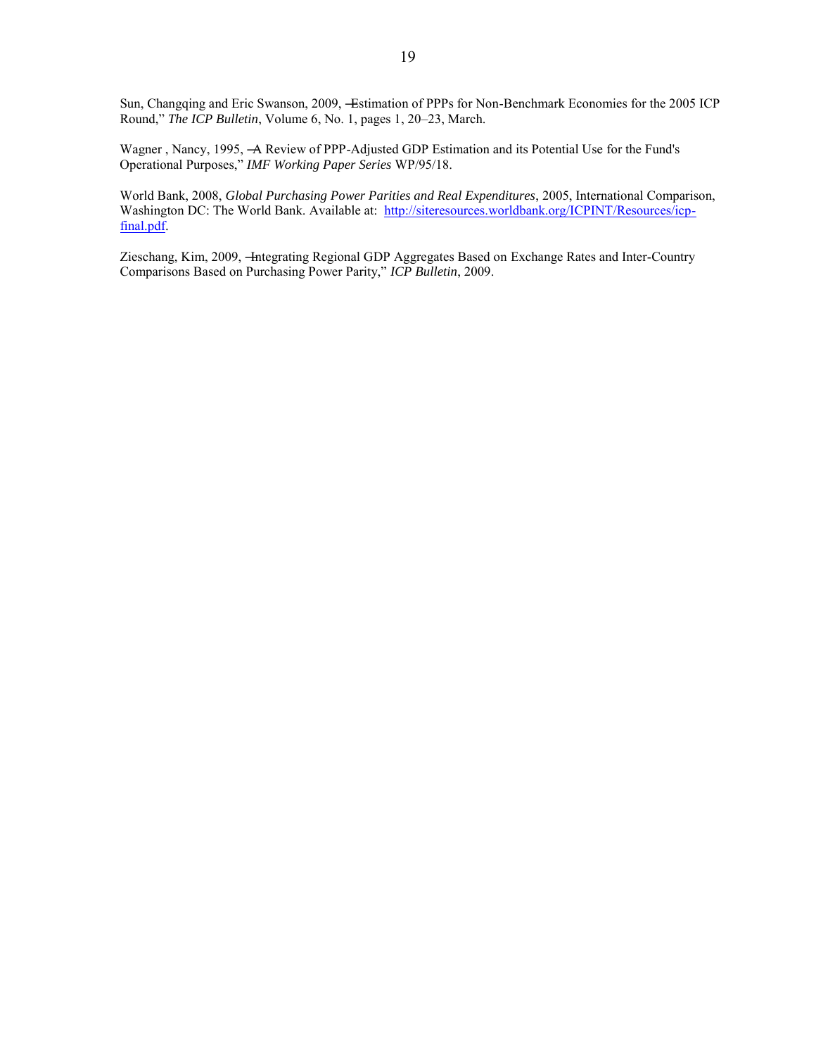Sun, Changqing and Eric Swanson, 2009, ―Estimation of PPPs for Non-Benchmark Economies for the 2005 ICP Round," *The ICP Bulletin*, Volume 6, No. 1, pages 1, 20–23, March.

Wagner , Nancy, 1995, ―A Review of PPP-Adjusted GDP Estimation and its Potential Use for the Fund's Operational Purposes," *IMF Working Paper Series* WP/95/18.

World Bank, 2008, *Global Purchasing Power Parities and Real Expenditures*, 2005, International Comparison, Washington DC: The World Bank. Available at: http://siteresources.worldbank.org/ICPINT/Resources/icp-final.pdf.

Zieschang, Kim, 2009, ―Integrating Regional GDP Aggregates Based on Exchange Rates and Inter-Country Comparisons Based on Purchasing Power Parity," *ICP Bulletin*, 2009.